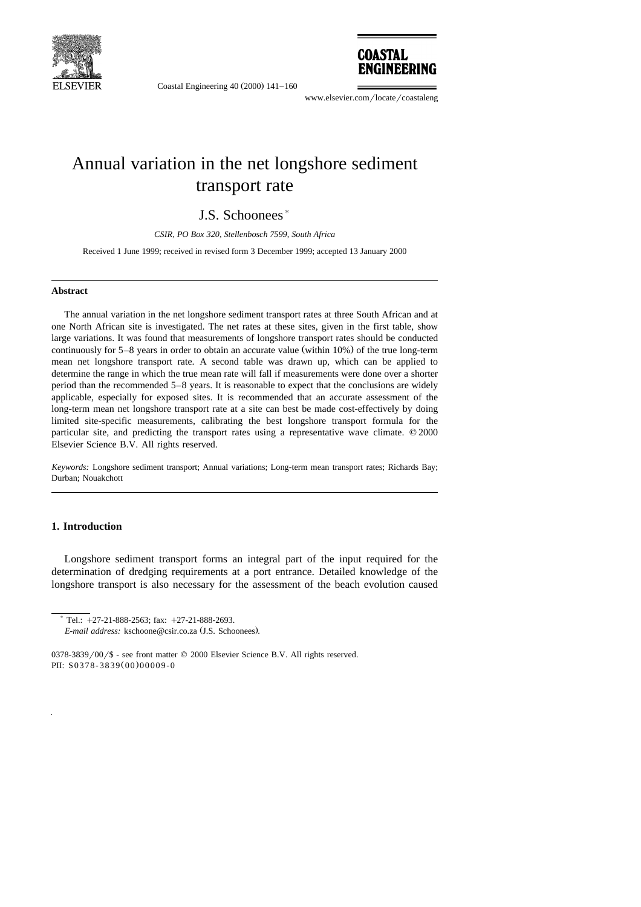# Annual variation in the net longshore sediment transport rate

J.S. Schoonees *

*CSIR, PO Box 320, Stellenbosch 7599, South Africa*

Received 1 June 1999; received in revised form 3 December 1999; accepted 13 January 2000

## Abstract

The annual variation in the net longshore sediment transport rates at three South African and at one North African site is investigated. The net rates at these sites, given in the first table, show large variations. It was found that measurements of longshore transport rates should be conducted continuously for 5–8 years in order to obtain an accurate value (within 10%) of the true long-term mean net longshore transport rate. A second table was drawn up, which can be applied to determine the range in which the true mean rate will fall if measurements were done over a shorter period than the recommended 5–8 years. It is reasonable to expect that the conclusions are widely applicable, especially for exposed sites. It is recommended that an accurate assessment of the long-term mean net longshore transport rate at a site can best be made cost-effectively by doing limited site-specific measurements, calibrating the best longshore transport formula for the particular site, and predicting the transport rates using a representative wave climate. © 2000 Elsevier Science B.V. All rights reserved.

*Keywords:* Longshore sediment transport; Annual variations; Long-term mean transport rates; Richards Bay; Durban; Nouakchott

## 1. Introduction

Longshore sediment transport forms an integral part of the input required for the determination of dredging requirements at a port entrance. Detailed knowledge of the longshore transport is also necessary for the assessment of the beach evolution caused

* Tel.: +27-21-888-2563; fax: +27-21-888-2693.
*E-mail address:* kschoone@csir.co.za (J.S. Schoonees).

0378-3839/00/$ - see front matter © 2000 Elsevier Science B.V. All rights reserved.
PII: S0378-3839(00)00009-0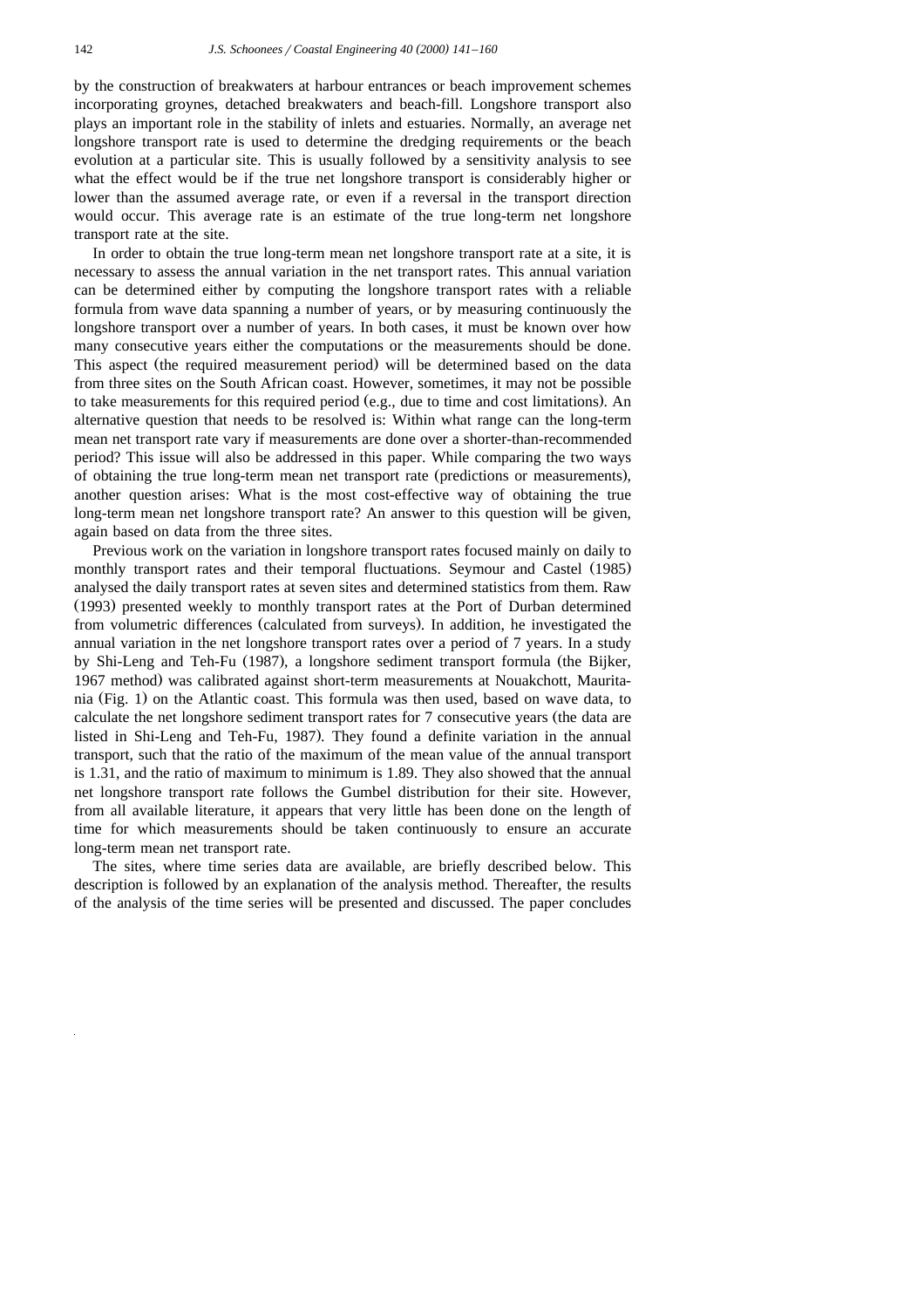by the construction of breakwaters at harbour entrances or beach improvement schemes incorporating groynes, detached breakwaters and beach-fill. Longshore transport also plays an important role in the stability of inlets and estuaries. Normally, an average net longshore transport rate is used to determine the dredging requirements or the beach evolution at a particular site. This is usually followed by a sensitivity analysis to see what the effect would be if the true net longshore transport is considerably higher or lower than the assumed average rate, or even if a reversal in the transport direction would occur. This average rate is an estimate of the true long-term net longshore transport rate at the site.

In order to obtain the true long-term mean net longshore transport rate at a site, it is necessary to assess the annual variation in the net transport rates. This annual variation can be determined either by computing the longshore transport rates with a reliable formula from wave data spanning a number of years, or by measuring continuously the longshore transport over a number of years. In both cases, it must be known over how many consecutive years either the computations or the measurements should be done. This aspect (the required measurement period) will be determined based on the data from three sites on the South African coast. However, sometimes, it may not be possible to take measurements for this required period (e.g., due to time and cost limitations). An alternative question that needs to be resolved is: Within what range can the long-term mean net transport rate vary if measurements are done over a shorter-than-recommended period? This issue will also be addressed in this paper. While comparing the two ways of obtaining the true long-term mean net transport rate (predictions or measurements), another question arises: What is the most cost-effective way of obtaining the true long-term mean net longshore transport rate? An answer to this question will be given, again based on data from the three sites.

Previous work on the variation in longshore transport rates focused mainly on daily to monthly transport rates and their temporal fluctuations. Seymour and Castel (1985) analysed the daily transport rates at seven sites and determined statistics from them. Raw (1993) presented weekly to monthly transport rates at the Port of Durban determined from volumetric differences (calculated from surveys). In addition, he investigated the annual variation in the net longshore transport rates over a period of 7 years. In a study by Shi-Leng and Teh-Fu (1987), a longshore sediment transport formula (the Bijker, 1967 method) was calibrated against short-term measurements at Nouakchott, Mauritania (Fig. 1) on the Atlantic coast. This formula was then used, based on wave data, to calculate the net longshore sediment transport rates for 7 consecutive years (the data are listed in Shi-Leng and Teh-Fu, 1987). They found a definite variation in the annual transport, such that the ratio of the maximum of the mean value of the annual transport is 1.31, and the ratio of maximum to minimum is 1.89. They also showed that the annual net longshore transport rate follows the Gumbel distribution for their site. However, from all available literature, it appears that very little has been done on the length of time for which measurements should be taken continuously to ensure an accurate long-term mean net transport rate.

The sites, where time series data are available, are briefly described below. This description is followed by an explanation of the analysis method. Thereafter, the results of the analysis of the time series will be presented and discussed. The paper concludes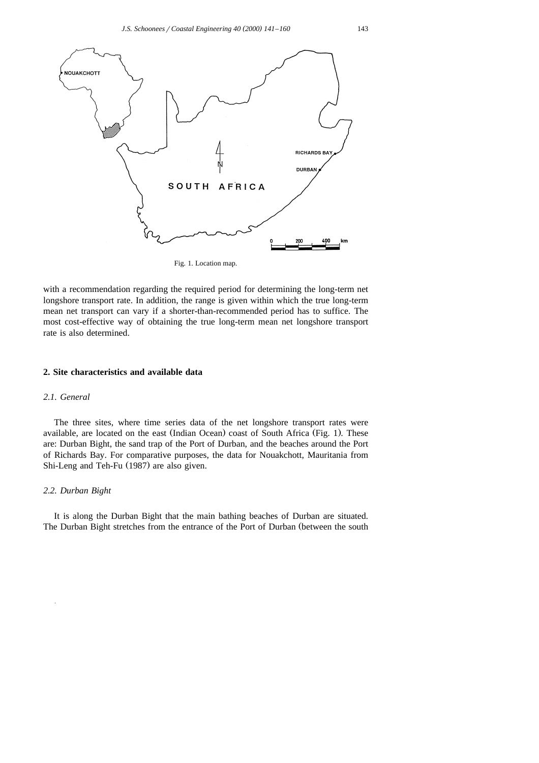Fig. 1. Location map.

with a recommendation regarding the required period for determining the long-term net longshore transport rate. In addition, the range is given within which the true long-term mean net transport can vary if a shorter-than-recommended period has to suffice. The most cost-effective way of obtaining the true long-term mean net longshore transport rate is also determined.

## 2. Site characteristics and available data

### 2.1. General

The three sites, where time series data of the net longshore transport rates were available, are located on the east (Indian Ocean) coast of South Africa (Fig. 1). These are: Durban Bight, the sand trap of the Port of Durban, and the beaches around the Port of Richards Bay. For comparative purposes, the data for Nouakchott, Mauritania from Shi-Leng and Teh-Fu (1987) are also given.

### 2.2. Durban Bight

It is along the Durban Bight that the main bathing beaches of Durban are situated. The Durban Bight stretches from the entrance of the Port of Durban (between the south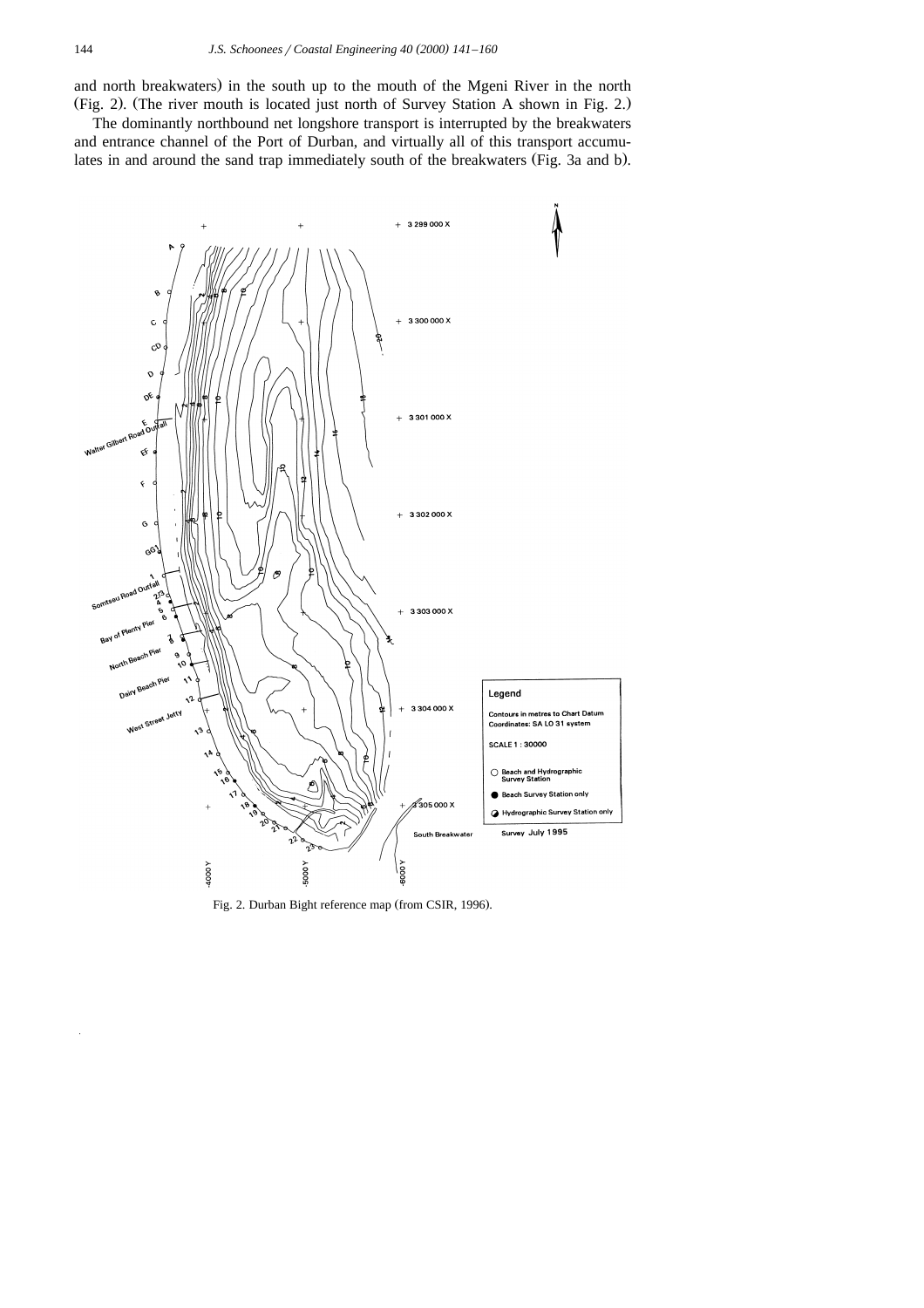and north breakwaters) in the south up to the mouth of the Mgeni River in the north (Fig. 2). (The river mouth is located just north of Survey Station A shown in Fig. 2.)

The dominantly northbound net longshore transport is interrupted by the breakwaters and entrance channel of the Port of Durban, and virtually all of this transport accumulates in and around the sand trap immediately south of the breakwaters (Fig. 3a and b).

Fig. 2. Durban Bight reference map (from CSIR, 1996).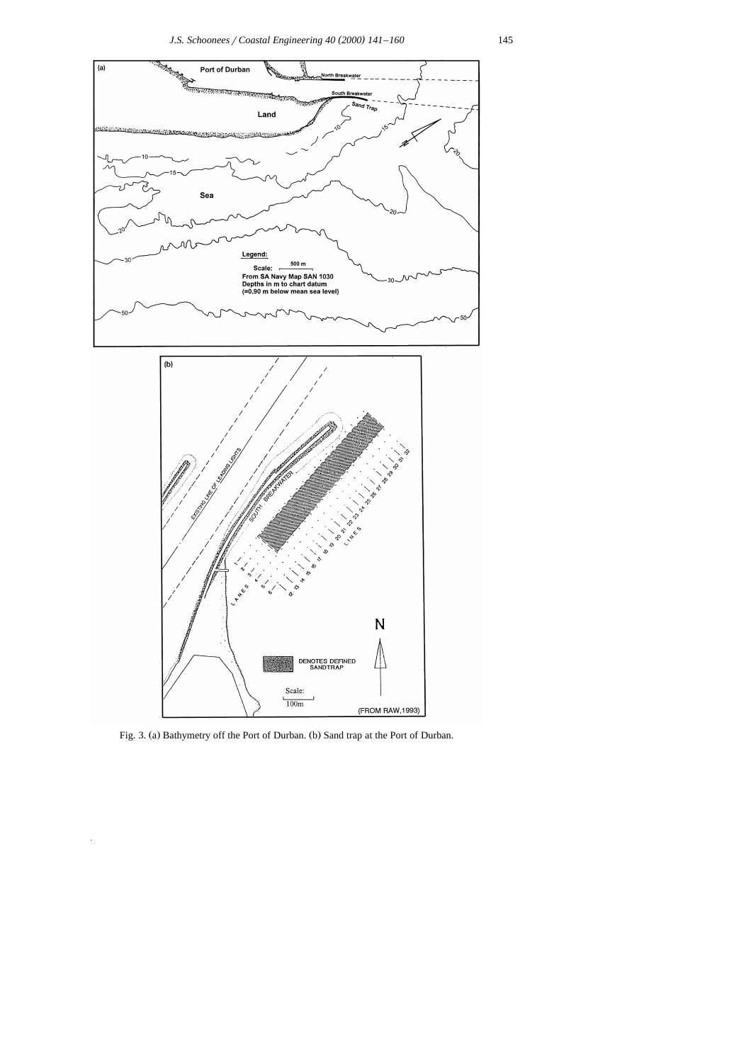Fig. 3. (a) Bathymetry off the Port of Durban. (b) Sand trap at the Port of Durban.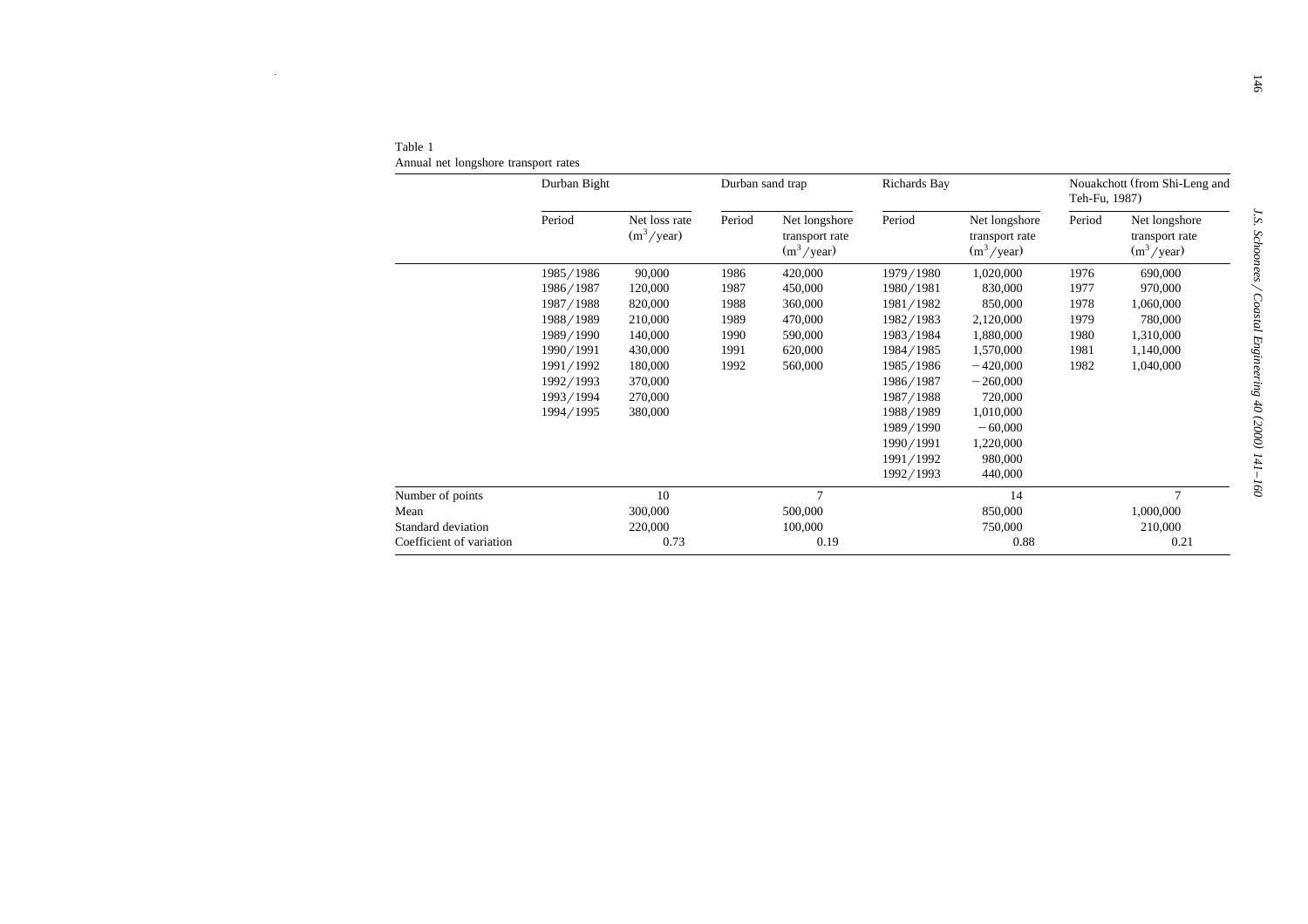Table 1
Annual net longshore transport rates

| | Durban Bight | | Durban sand trap | | Richards Bay | | Nouakchott (from Shi-Leng and Teh-Fu, 1987) | |
|---|---|---|---|---|---|---|---|---|
| | Period | Net loss rate ($m^3$/year) | Period | Net longshore transport rate ($m^3$/year) | Period | Net longshore transport rate ($m^3$/year) | Period | Net longshore transport rate ($m^3$/year) |
| | 1985/1986 | 90,000 | 1986 | 420,000 | 1979/1980 | 1,020,000 | 1976 | 690,000 |
| | 1986/1987 | 120,000 | 1987 | 450,000 | 1980/1981 | 830,000 | 1977 | 970,000 |
| | 1987/1988 | 820,000 | 1988 | 360,000 | 1981/1982 | 850,000 | 1978 | 1,060,000 |
| | 1988/1989 | 210,000 | 1989 | 470,000 | 1982/1983 | 2,120,000 | 1979 | 780,000 |
| | 1989/1990 | 140,000 | 1990 | 590,000 | 1983/1984 | 1,880,000 | 1980 | 1,310,000 |
| | 1990/1991 | 430,000 | 1991 | 620,000 | 1984/1985 | 1,570,000 | 1981 | 1,140,000 |
| | 1991/1992 | 180,000 | 1992 | 560,000 | 1985/1986 | −420,000 | 1982 | 1,040,000 |
| | 1992/1993 | 370,000 | | | 1986/1987 | −260,000 | | |
| | 1993/1994 | 270,000 | | | 1987/1988 | 720,000 | | |
| | 1994/1995 | 380,000 | | | 1988/1989 | 1,010,000 | | |
| | | | | | 1989/1990 | −60,000 | | |
| | | | | | 1990/1991 | 1,220,000 | | |
| | | | | | 1991/1992 | 980,000 | | |
| | | | | | 1992/1993 | 440,000 | | |
| Number of points | | 10 | | 7 | | 14 | | 7 |
| Mean | | 300,000 | | 500,000 | | 850,000 | | 1,000,000 |
| Standard deviation | | 220,000 | | 100,000 | | 750,000 | | 210,000 |
| Coefficient of variation | | 0.73 | | 0.19 | | 0.88 | | 0.21 |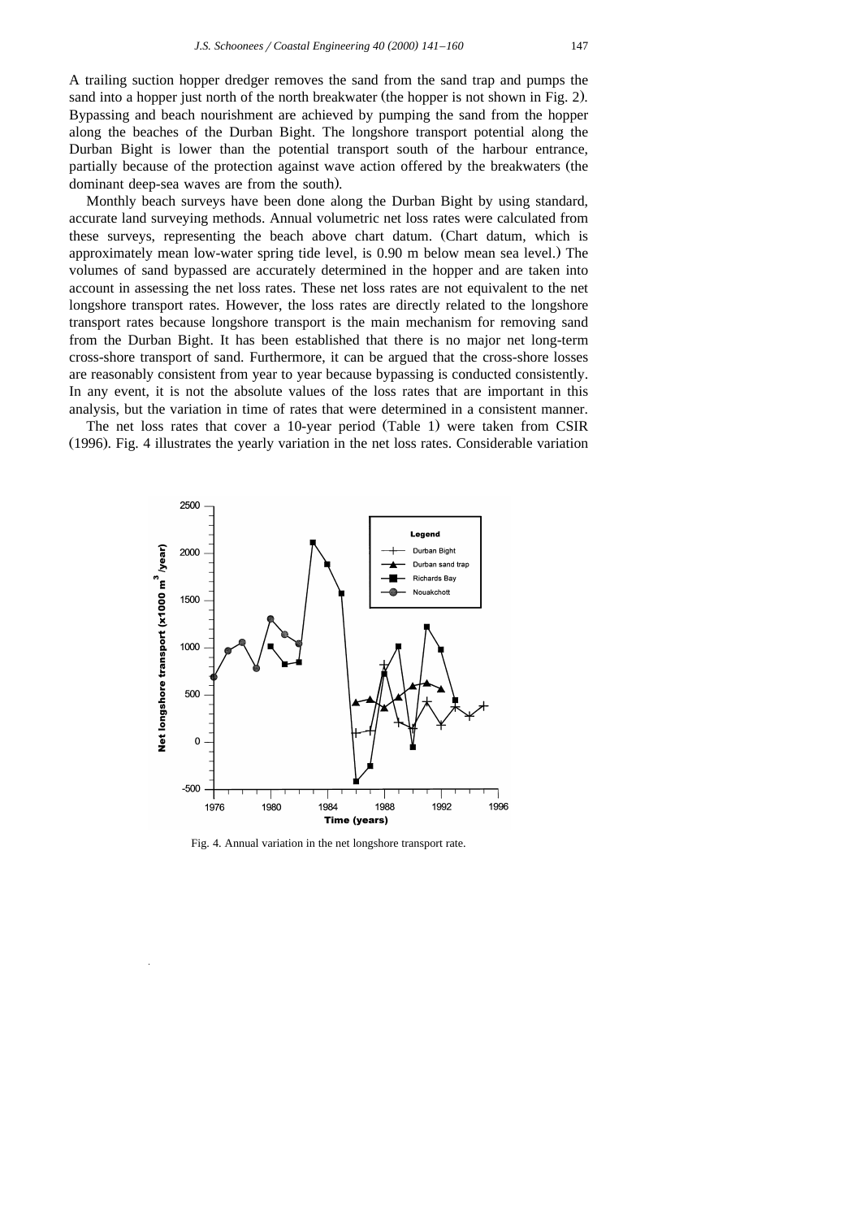A trailing suction hopper dredger removes the sand from the sand trap and pumps the sand into a hopper just north of the north breakwater (the hopper is not shown in Fig. 2). Bypassing and beach nourishment are achieved by pumping the sand from the hopper along the beaches of the Durban Bight. The longshore transport potential along the Durban Bight is lower than the potential transport south of the harbour entrance, partially because of the protection against wave action offered by the breakwaters (the dominant deep-sea waves are from the south).

Monthly beach surveys have been done along the Durban Bight by using standard, accurate land surveying methods. Annual volumetric net loss rates were calculated from these surveys, representing the beach above chart datum. (Chart datum, which is approximately mean low-water spring tide level, is 0.90 m below mean sea level.) The volumes of sand bypassed are accurately determined in the hopper and are taken into account in assessing the net loss rates. These net loss rates are not equivalent to the net longshore transport rates. However, the loss rates are directly related to the longshore transport rates because longshore transport is the main mechanism for removing sand from the Durban Bight. It has been established that there is no major net long-term cross-shore transport of sand. Furthermore, it can be argued that the cross-shore losses are reasonably consistent from year to year because bypassing is conducted consistently. In any event, it is not the absolute values of the loss rates that are important in this analysis, but the variation in time of rates that were determined in a consistent manner.

The net loss rates that cover a 10-year period (Table 1) were taken from CSIR (1996). Fig. 4 illustrates the yearly variation in the net loss rates. Considerable variation

Fig. 4. Annual variation in the net longshore transport rate.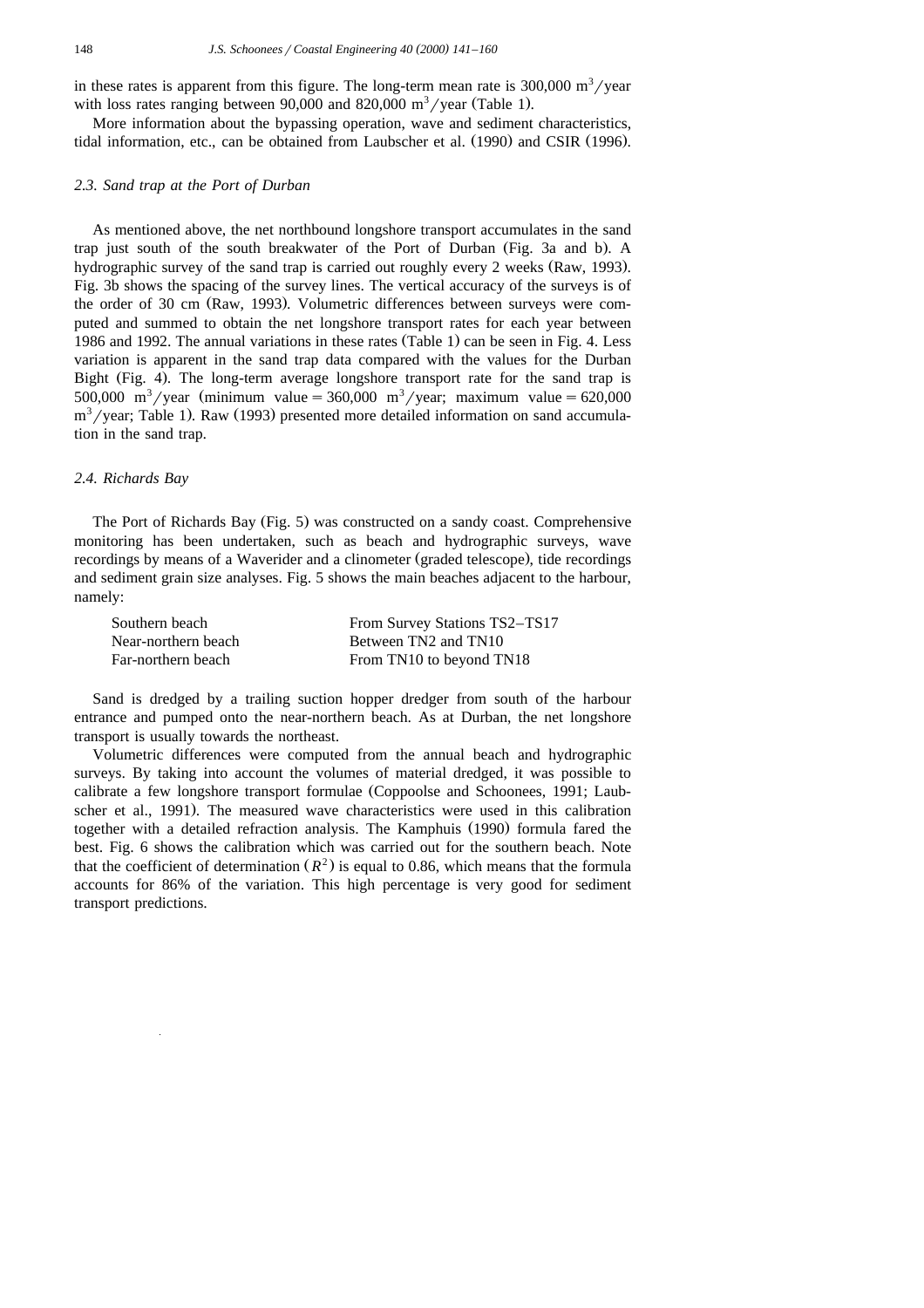in these rates is apparent from this figure. The long-term mean rate is 300,000 $m^3$/year with loss rates ranging between 90,000 and 820,000 $m^3$/year (Table 1).

More information about the bypassing operation, wave and sediment characteristics, tidal information, etc., can be obtained from Laubscher et al. (1990) and CSIR (1996).

### *2.3. Sand trap at the Port of Durban*

As mentioned above, the net northbound longshore transport accumulates in the sand trap just south of the south breakwater of the Port of Durban (Fig. 3a and b). A hydrographic survey of the sand trap is carried out roughly every 2 weeks (Raw, 1993). Fig. 3b shows the spacing of the survey lines. The vertical accuracy of the surveys is of the order of 30 cm (Raw, 1993). Volumetric differences between surveys were computed and summed to obtain the net longshore transport rates for each year between 1986 and 1992. The annual variations in these rates (Table 1) can be seen in Fig. 4. Less variation is apparent in the sand trap data compared with the values for the Durban Bight (Fig. 4). The long-term average longshore transport rate for the sand trap is 500,000 $m^3$/year (minimum value = 360,000 $m^3$/year; maximum value = 620,000 $m^3$/year; Table 1). Raw (1993) presented more detailed information on sand accumulation in the sand trap.

### *2.4. Richards Bay*

The Port of Richards Bay (Fig. 5) was constructed on a sandy coast. Comprehensive monitoring has been undertaken, such as beach and hydrographic surveys, wave recordings by means of a Waverider and a clinometer (graded telescope), tide recordings and sediment grain size analyses. Fig. 5 shows the main beaches adjacent to the harbour, namely:

| | |
|---|---|
| Southern beach | From Survey Stations TS2–TS17 |
| Near-northern beach | Between TN2 and TN10 |
| Far-northern beach | From TN10 to beyond TN18 |

Sand is dredged by a trailing suction hopper dredger from south of the harbour entrance and pumped onto the near-northern beach. As at Durban, the net longshore transport is usually towards the northeast.

Volumetric differences were computed from the annual beach and hydrographic surveys. By taking into account the volumes of material dredged, it was possible to calibrate a few longshore transport formulae (Coppoolse and Schoonees, 1991; Laubscher et al., 1991). The measured wave characteristics were used in this calibration together with a detailed refraction analysis. The Kamphuis (1990) formula fared the best. Fig. 6 shows the calibration which was carried out for the southern beach. Note that the coefficient of determination ($R^2$) is equal to 0.86, which means that the formula accounts for 86% of the variation. This high percentage is very good for sediment transport predictions.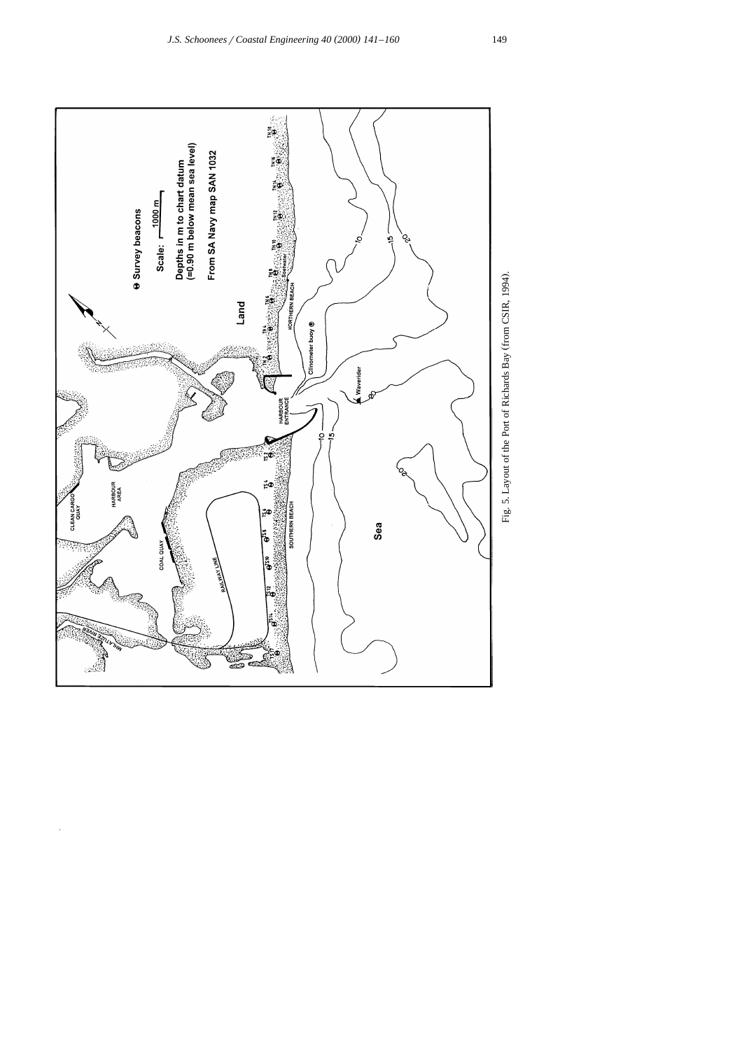Fig. 5. Layout of the Port of Richards Bay (from CSIR, 1994).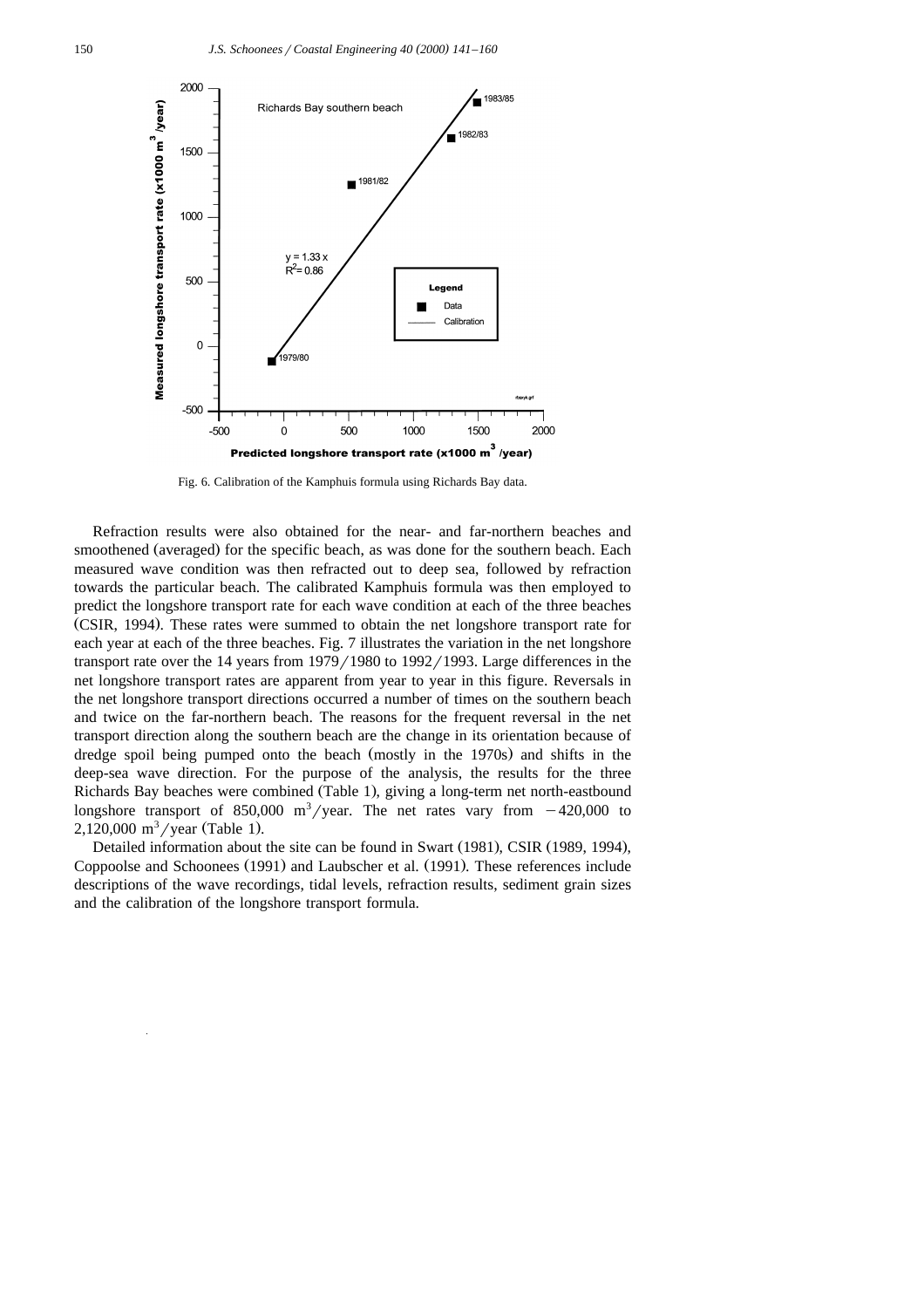Fig. 6. Calibration of the Kamphuis formula using Richards Bay data.

Refraction results were also obtained for the near- and far-northern beaches and smoothened (averaged) for the specific beach, as was done for the southern beach. Each measured wave condition was then refracted out to deep sea, followed by refraction towards the particular beach. The calibrated Kamphuis formula was then employed to predict the longshore transport rate for each wave condition at each of the three beaches (CSIR, 1994). These rates were summed to obtain the net longshore transport rate for each year at each of the three beaches. Fig. 7 illustrates the variation in the net longshore transport rate over the 14 years from 1979/1980 to 1992/1993. Large differences in the net longshore transport rates are apparent from year to year in this figure. Reversals in the net longshore transport directions occurred a number of times on the southern beach and twice on the far-northern beach. The reasons for the frequent reversal in the net transport direction along the southern beach are the change in its orientation because of dredge spoil being pumped onto the beach (mostly in the 1970s) and shifts in the deep-sea wave direction. For the purpose of the analysis, the results for the three Richards Bay beaches were combined (Table 1), giving a long-term net north-eastbound longshore transport of 850,000 $m^3$/year. The net rates vary from −420,000 to 2,120,000 $m^3$/year (Table 1).

Detailed information about the site can be found in Swart (1981), CSIR (1989, 1994), Coppoolse and Schoonees (1991) and Laubscher et al. (1991). These references include descriptions of the wave recordings, tidal levels, refraction results, sediment grain sizes and the calibration of the longshore transport formula.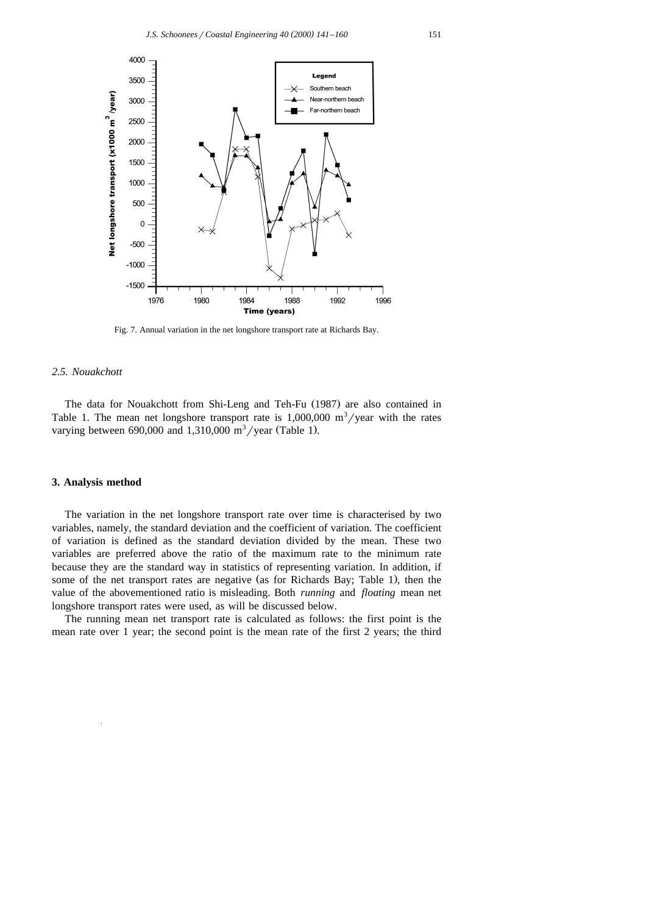Fig. 7. Annual variation in the net longshore transport rate at Richards Bay.

### 2.5. Nouakchott

The data for Nouakchott from Shi-Leng and Teh-Fu (1987) are also contained in Table 1. The mean net longshore transport rate is 1,000,000 $m^3$/year with the rates varying between 690,000 and 1,310,000 $m^3$/year (Table 1).

## 3. Analysis method

The variation in the net longshore transport rate over time is characterised by two variables, namely, the standard deviation and the coefficient of variation. The coefficient of variation is defined as the standard deviation divided by the mean. These two variables are preferred above the ratio of the maximum rate to the minimum rate because they are the standard way in statistics of representing variation. In addition, if some of the net transport rates are negative (as for Richards Bay; Table 1), then the value of the abovementioned ratio is misleading. Both *running* and *floating* mean net longshore transport rates were used, as will be discussed below.

The running mean net transport rate is calculated as follows: the first point is the mean rate over 1 year; the second point is the mean rate of the first 2 years; the third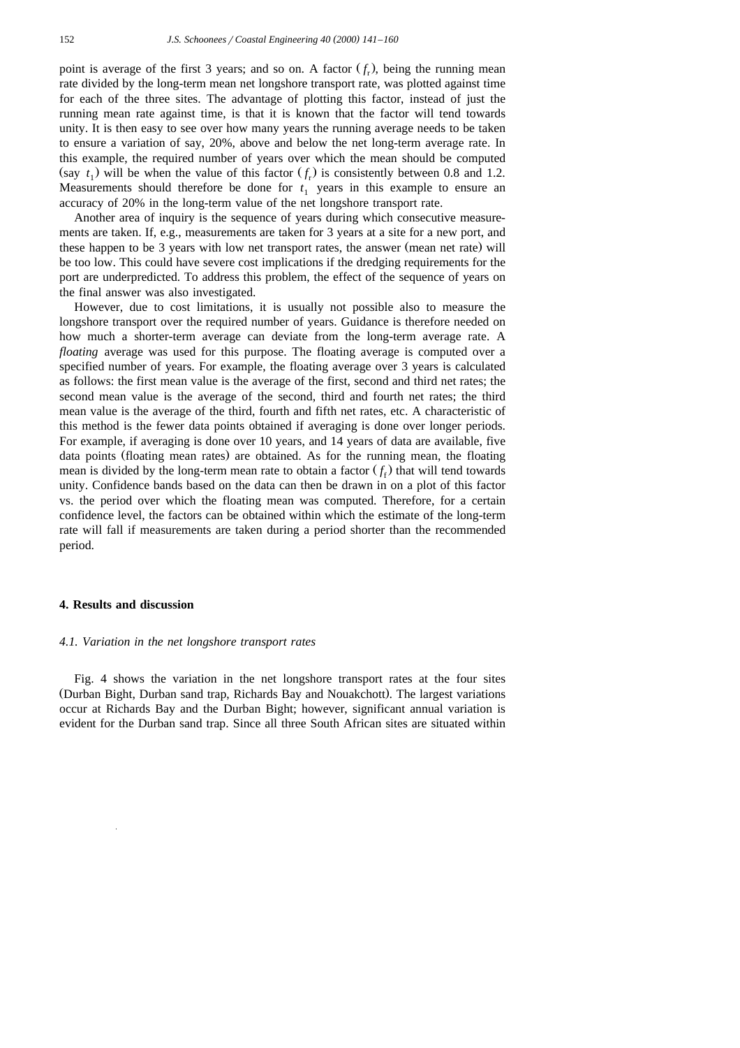point is average of the first 3 years; and so on. A factor $(f_r)$, being the running mean rate divided by the long-term mean net longshore transport rate, was plotted against time for each of the three sites. The advantage of plotting this factor, instead of just the running mean rate against time, is that it is known that the factor will tend towards unity. It is then easy to see over how many years the running average needs to be taken to ensure a variation of say, 20%, above and below the net long-term average rate. In this example, the required number of years over which the mean should be computed (say $t_1$) will be when the value of this factor $(f_r)$ is consistently between 0.8 and 1.2. Measurements should therefore be done for $t_1$ years in this example to ensure an accuracy of 20% in the long-term value of the net longshore transport rate.

Another area of inquiry is the sequence of years during which consecutive measurements are taken. If, e.g., measurements are taken for 3 years at a site for a new port, and these happen to be 3 years with low net transport rates, the answer (mean net rate) will be too low. This could have severe cost implications if the dredging requirements for the port are underpredicted. To address this problem, the effect of the sequence of years on the final answer was also investigated.

However, due to cost limitations, it is usually not possible also to measure the longshore transport over the required number of years. Guidance is therefore needed on how much a shorter-term average can deviate from the long-term average rate. A *floating* average was used for this purpose. The floating average is computed over a specified number of years. For example, the floating average over 3 years is calculated as follows: the first mean value is the average of the first, second and third net rates; the second mean value is the average of the second, third and fourth net rates; the third mean value is the average of the third, fourth and fifth net rates, etc. A characteristic of this method is the fewer data points obtained if averaging is done over longer periods. For example, if averaging is done over 10 years, and 14 years of data are available, five data points (floating mean rates) are obtained. As for the running mean, the floating mean is divided by the long-term mean rate to obtain a factor $(f_f)$ that will tend towards unity. Confidence bands based on the data can then be drawn in on a plot of this factor vs. the period over which the floating mean was computed. Therefore, for a certain confidence level, the factors can be obtained within which the estimate of the long-term rate will fall if measurements are taken during a period shorter than the recommended period.

## 4. Results and discussion

### 4.1. Variation in the net longshore transport rates

Fig. 4 shows the variation in the net longshore transport rates at the four sites (Durban Bight, Durban sand trap, Richards Bay and Nouakchott). The largest variations occur at Richards Bay and the Durban Bight; however, significant annual variation is evident for the Durban sand trap. Since all three South African sites are situated within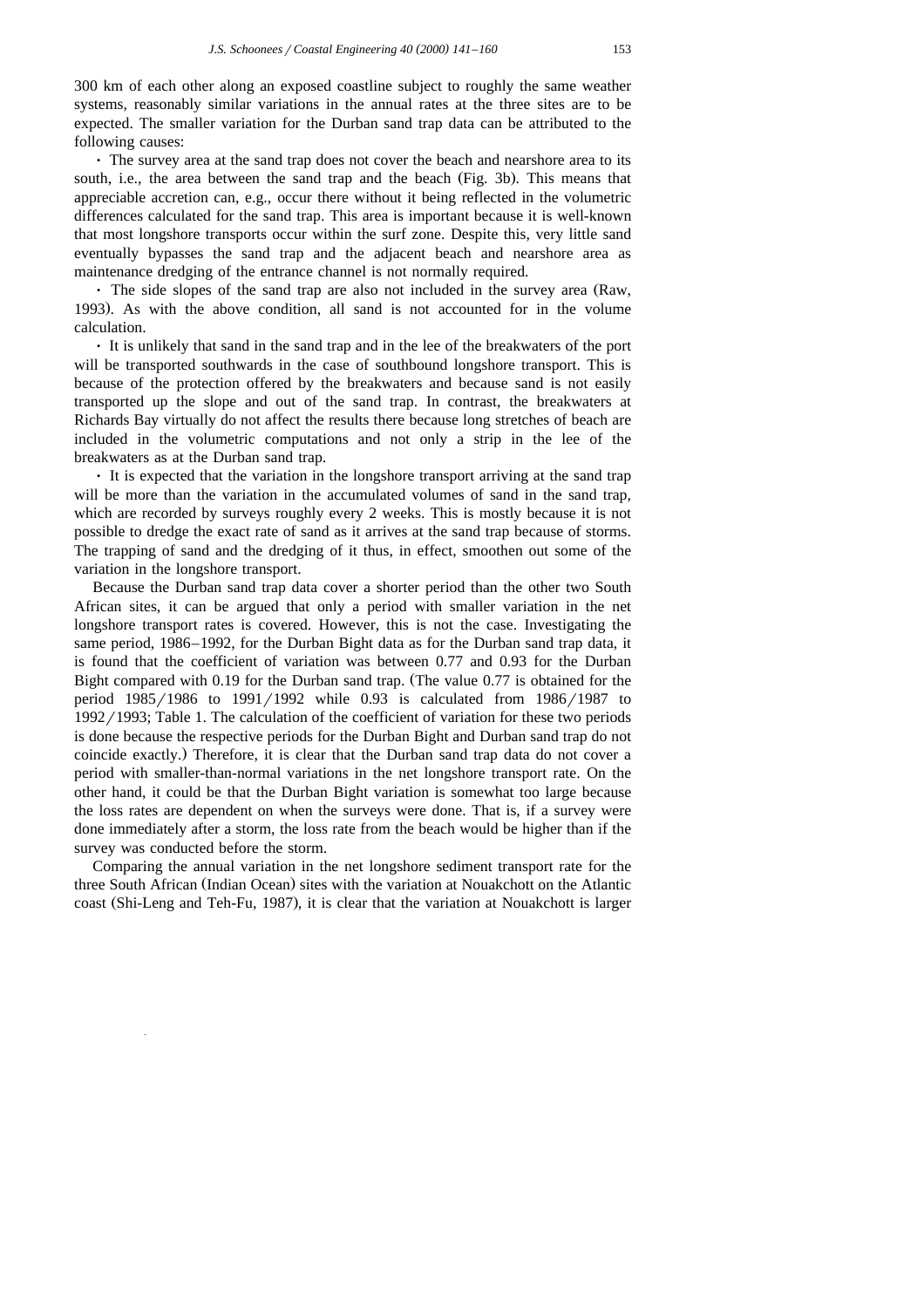300 km of each other along an exposed coastline subject to roughly the same weather systems, reasonably similar variations in the annual rates at the three sites are to be expected. The smaller variation for the Durban sand trap data can be attributed to the following causes:

- The survey area at the sand trap does not cover the beach and nearshore area to its south, i.e., the area between the sand trap and the beach (Fig. 3b). This means that appreciable accretion can, e.g., occur there without it being reflected in the volumetric differences calculated for the sand trap. This area is important because it is well-known that most longshore transports occur within the surf zone. Despite this, very little sand eventually bypasses the sand trap and the adjacent beach and nearshore area as maintenance dredging of the entrance channel is not normally required.
- The side slopes of the sand trap are also not included in the survey area (Raw, 1993). As with the above condition, all sand is not accounted for in the volume calculation.
- It is unlikely that sand in the sand trap and in the lee of the breakwaters of the port will be transported southwards in the case of southbound longshore transport. This is because of the protection offered by the breakwaters and because sand is not easily transported up the slope and out of the sand trap. In contrast, the breakwaters at Richards Bay virtually do not affect the results there because long stretches of beach are included in the volumetric computations and not only a strip in the lee of the breakwaters as at the Durban sand trap.
- It is expected that the variation in the longshore transport arriving at the sand trap will be more than the variation in the accumulated volumes of sand in the sand trap, which are recorded by surveys roughly every 2 weeks. This is mostly because it is not possible to dredge the exact rate of sand as it arrives at the sand trap because of storms. The trapping of sand and the dredging of it thus, in effect, smoothen out some of the variation in the longshore transport.

Because the Durban sand trap data cover a shorter period than the other two South African sites, it can be argued that only a period with smaller variation in the net longshore transport rates is covered. However, this is not the case. Investigating the same period, 1986–1992, for the Durban Bight data as for the Durban sand trap data, it is found that the coefficient of variation was between 0.77 and 0.93 for the Durban Bight compared with 0.19 for the Durban sand trap. (The value 0.77 is obtained for the period 1985/1986 to 1991/1992 while 0.93 is calculated from 1986/1987 to 1992/1993; Table 1. The calculation of the coefficient of variation for these two periods is done because the respective periods for the Durban Bight and Durban sand trap do not coincide exactly.) Therefore, it is clear that the Durban sand trap data do not cover a period with smaller-than-normal variations in the net longshore transport rate. On the other hand, it could be that the Durban Bight variation is somewhat too large because the loss rates are dependent on when the surveys were done. That is, if a survey were done immediately after a storm, the loss rate from the beach would be higher than if the survey was conducted before the storm.

Comparing the annual variation in the net longshore sediment transport rate for the three South African (Indian Ocean) sites with the variation at Nouakchott on the Atlantic coast (Shi-Leng and Teh-Fu, 1987), it is clear that the variation at Nouakchott is larger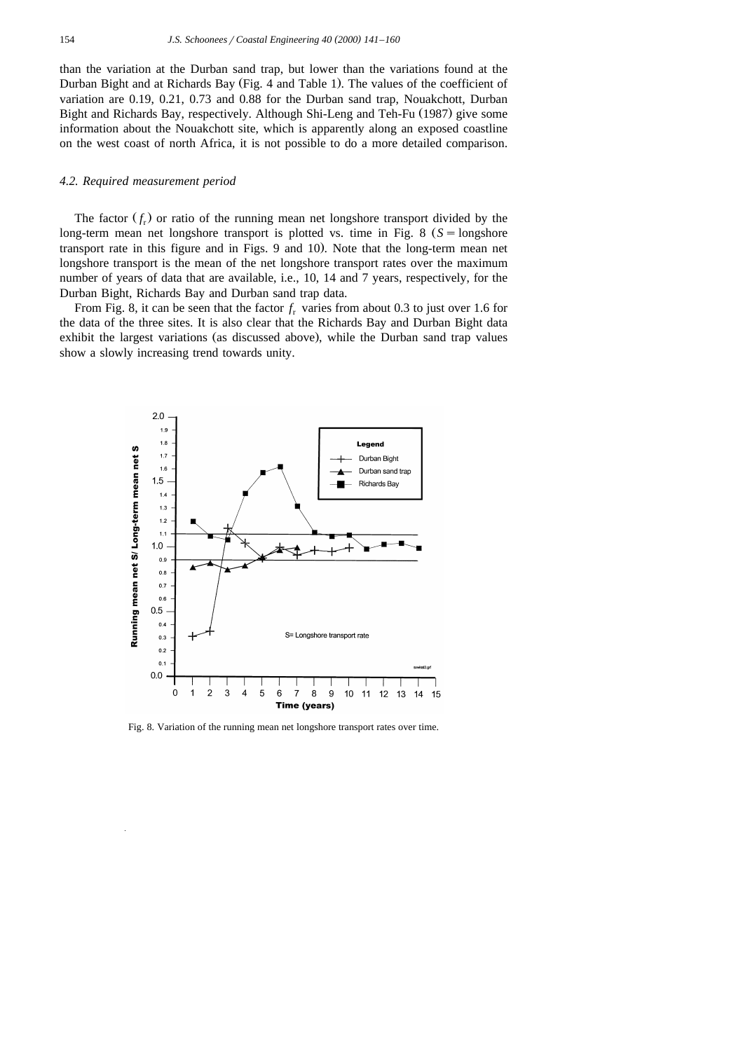than the variation at the Durban sand trap, but lower than the variations found at the Durban Bight and at Richards Bay (Fig. 4 and Table 1). The values of the coefficient of variation are 0.19, 0.21, 0.73 and 0.88 for the Durban sand trap, Nouakchott, Durban Bight and Richards Bay, respectively. Although Shi-Leng and Teh-Fu (1987) give some information about the Nouakchott site, which is apparently along an exposed coastline on the west coast of north Africa, it is not possible to do a more detailed comparison.

### *4.2. Required measurement period*

The factor ($f_r$) or ratio of the running mean net longshore transport divided by the long-term mean net longshore transport is plotted vs. time in Fig. 8 ($S$ = longshore transport rate in this figure and in Figs. 9 and 10). Note that the long-term mean net longshore transport is the mean of the net longshore transport rates over the maximum number of years of data that are available, i.e., 10, 14 and 7 years, respectively, for the Durban Bight, Richards Bay and Durban sand trap data.

From Fig. 8, it can be seen that the factor $f_r$ varies from about 0.3 to just over 1.6 for the data of the three sites. It is also clear that the Richards Bay and Durban Bight data exhibit the largest variations (as discussed above), while the Durban sand trap values show a slowly increasing trend towards unity.

Fig. 8. Variation of the running mean net longshore transport rates over time.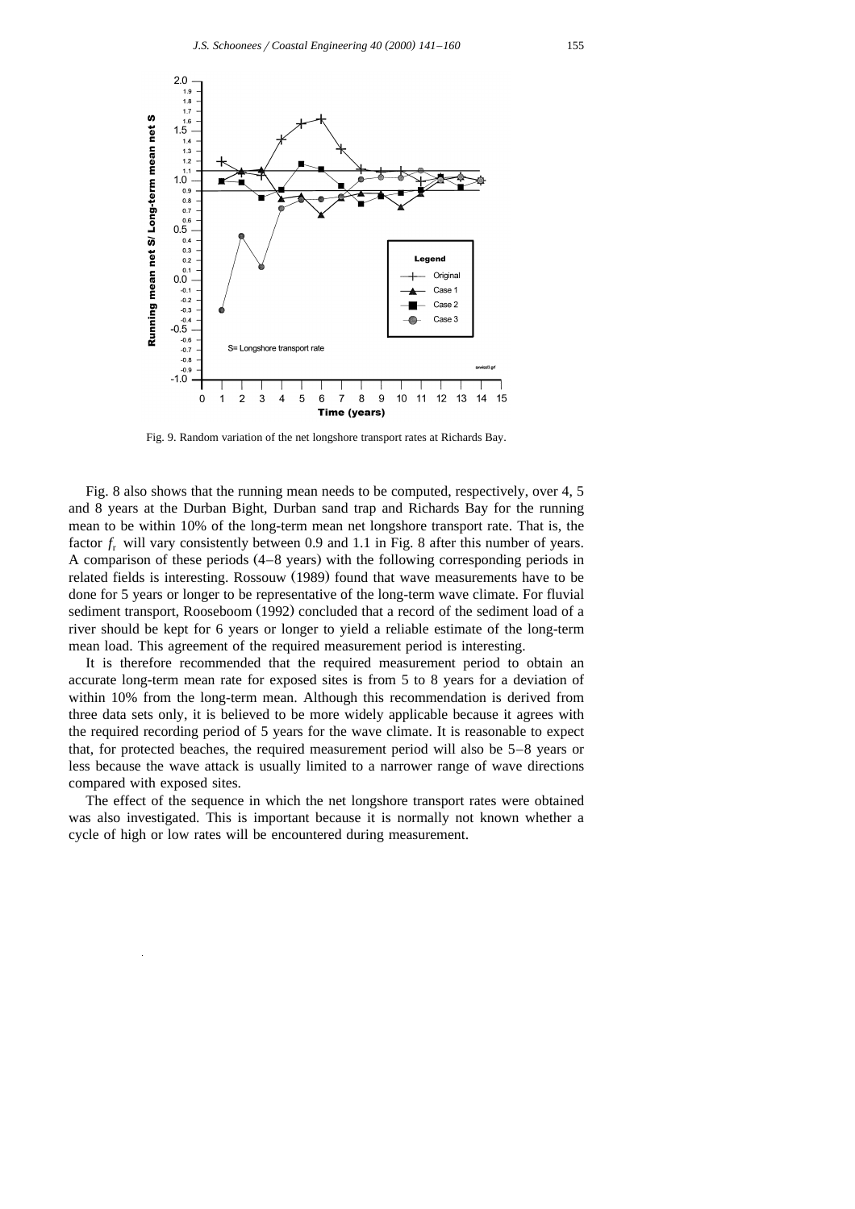Fig. 9. Random variation of the net longshore transport rates at Richards Bay.

Fig. 8 also shows that the running mean needs to be computed, respectively, over 4, 5 and 8 years at the Durban Bight, Durban sand trap and Richards Bay for the running mean to be within 10% of the long-term mean net longshore transport rate. That is, the factor $f_r$ will vary consistently between 0.9 and 1.1 in Fig. 8 after this number of years. A comparison of these periods (4–8 years) with the following corresponding periods in related fields is interesting. Rossouw (1989) found that wave measurements have to be done for 5 years or longer to be representative of the long-term wave climate. For fluvial sediment transport, Rooseboom (1992) concluded that a record of the sediment load of a river should be kept for 6 years or longer to yield a reliable estimate of the long-term mean load. This agreement of the required measurement period is interesting.

It is therefore recommended that the required measurement period to obtain an accurate long-term mean rate for exposed sites is from 5 to 8 years for a deviation of within 10% from the long-term mean. Although this recommendation is derived from three data sets only, it is believed to be more widely applicable because it agrees with the required recording period of 5 years for the wave climate. It is reasonable to expect that, for protected beaches, the required measurement period will also be 5–8 years or less because the wave attack is usually limited to a narrower range of wave directions compared with exposed sites.

The effect of the sequence in which the net longshore transport rates were obtained was also investigated. This is important because it is normally not known whether a cycle of high or low rates will be encountered during measurement.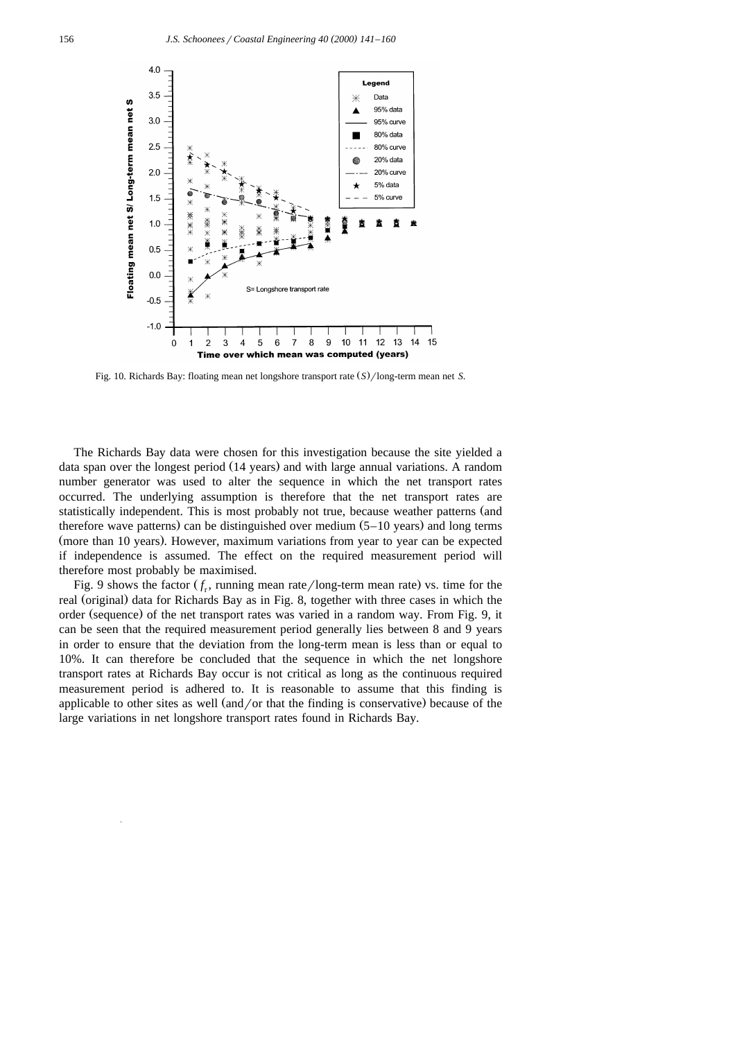Fig. 10. Richards Bay: floating mean net longshore transport rate $(S)$/long-term mean net $S$.

The Richards Bay data were chosen for this investigation because the site yielded a data span over the longest period (14 years) and with large annual variations. A random number generator was used to alter the sequence in which the net transport rates occurred. The underlying assumption is therefore that the net transport rates are statistically independent. This is most probably not true, because weather patterns (and therefore wave patterns) can be distinguished over medium (5–10 years) and long terms (more than 10 years). However, maximum variations from year to year can be expected if independence is assumed. The effect on the required measurement period will therefore most probably be maximised.

Fig. 9 shows the factor ($f_r$, running mean rate/long-term mean rate) vs. time for the real (original) data for Richards Bay as in Fig. 8, together with three cases in which the order (sequence) of the net transport rates was varied in a random way. From Fig. 9, it can be seen that the required measurement period generally lies between 8 and 9 years in order to ensure that the deviation from the long-term mean is less than or equal to 10%. It can therefore be concluded that the sequence in which the net longshore transport rates at Richards Bay occur is not critical as long as the continuous required measurement period is adhered to. It is reasonable to assume that this finding is applicable to other sites as well (and/or that the finding is conservative) because of the large variations in net longshore transport rates found in Richards Bay.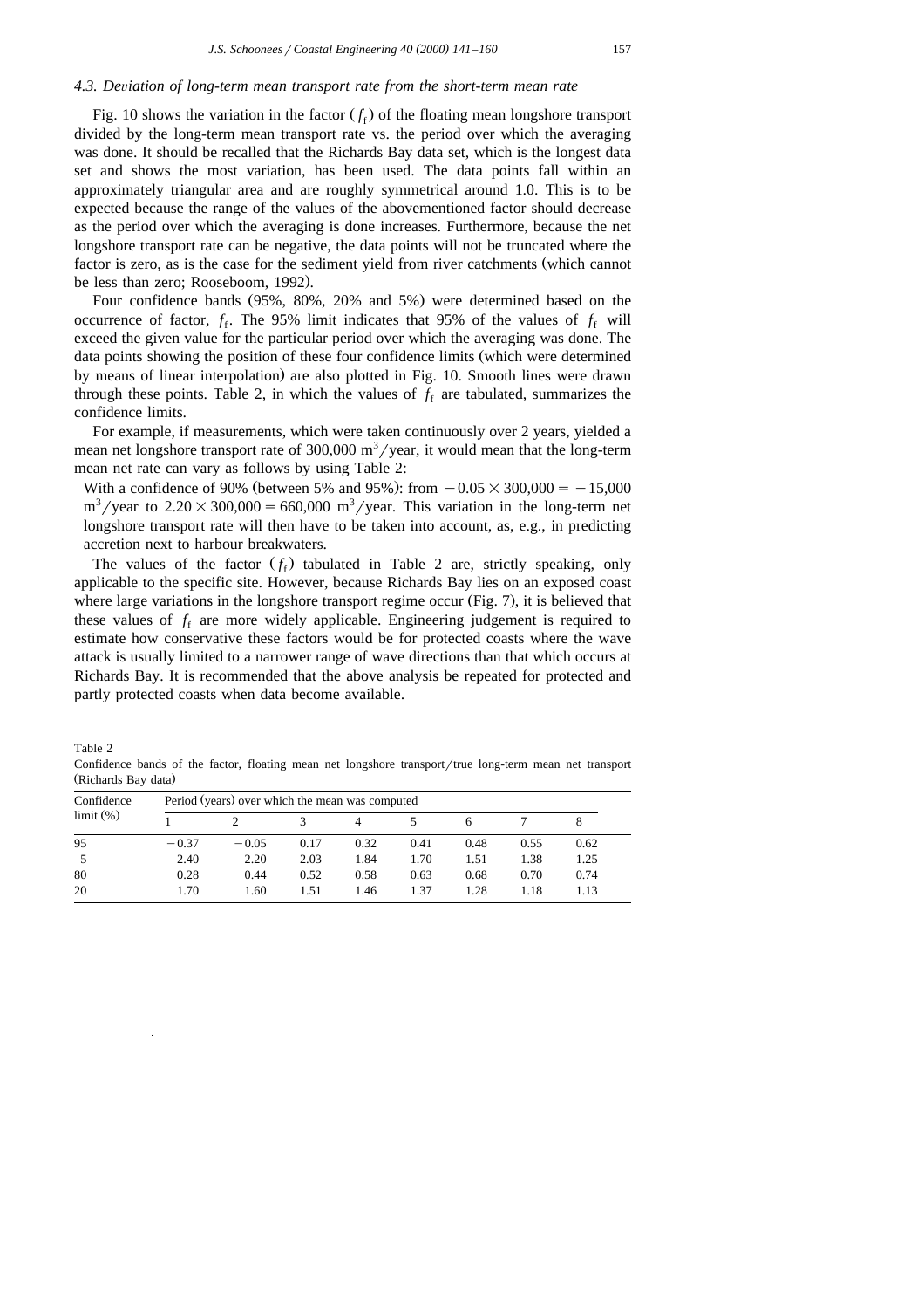### 4.3. Deviation of long-term mean transport rate from the short-term mean rate

Fig. 10 shows the variation in the factor ($f_f$) of the floating mean longshore transport divided by the long-term mean transport rate vs. the period over which the averaging was done. It should be recalled that the Richards Bay data set, which is the longest data set and shows the most variation, has been used. The data points fall within an approximately triangular area and are roughly symmetrical around 1.0. This is to be expected because the range of the values of the abovementioned factor should decrease as the period over which the averaging is done increases. Furthermore, because the net longshore transport rate can be negative, the data points will not be truncated where the factor is zero, as is the case for the sediment yield from river catchments (which cannot be less than zero; Rooseboom, 1992).

Four confidence bands (95%, 80%, 20% and 5%) were determined based on the occurrence of factor, $f_f$. The 95% limit indicates that 95% of the values of $f_f$ will exceed the given value for the particular period over which the averaging was done. The data points showing the position of these four confidence limits (which were determined by means of linear interpolation) are also plotted in Fig. 10. Smooth lines were drawn through these points. Table 2, in which the values of $f_f$ are tabulated, summarizes the confidence limits.

For example, if measurements, which were taken continuously over 2 years, yielded a mean net longshore transport rate of 300,000 m$^3$/year, it would mean that the long-term mean net rate can vary as follows by using Table 2:

With a confidence of 90% (between 5% and 95%): from $-0.05 \times 300{,}000 = -15{,}000$ m$^3$/year to $2.20 \times 300{,}000 = 660{,}000$ m$^3$/year. This variation in the long-term net longshore transport rate will then have to be taken into account, as, e.g., in predicting accretion next to harbour breakwaters.

The values of the factor ($f_f$) tabulated in Table 2 are, strictly speaking, only applicable to the specific site. However, because Richards Bay lies on an exposed coast where large variations in the longshore transport regime occur (Fig. 7), it is believed that these values of $f_f$ are more widely applicable. Engineering judgement is required to estimate how conservative these factors would be for protected coasts where the wave attack is usually limited to a narrower range of wave directions than that which occurs at Richards Bay. It is recommended that the above analysis be repeated for protected and partly protected coasts when data become available.

Table 2
Confidence bands of the factor, floating mean net longshore transport/true long-term mean net transport (Richards Bay data)

| Confidence limit (%) | Period (years) over which the mean was computed | | | | | | | |
|---|---|---|---|---|---|---|---|---|
| | 1 | 2 | 3 | 4 | 5 | 6 | 7 | 8 |
| 95 | −0.37 | −0.05 | 0.17 | 0.32 | 0.41 | 0.48 | 0.55 | 0.62 |
| 5 | 2.40 | 2.20 | 2.03 | 1.84 | 1.70 | 1.51 | 1.38 | 1.25 |
| 80 | 0.28 | 0.44 | 0.52 | 0.58 | 0.63 | 0.68 | 0.70 | 0.74 |
| 20 | 1.70 | 1.60 | 1.51 | 1.46 | 1.37 | 1.28 | 1.18 | 1.13 |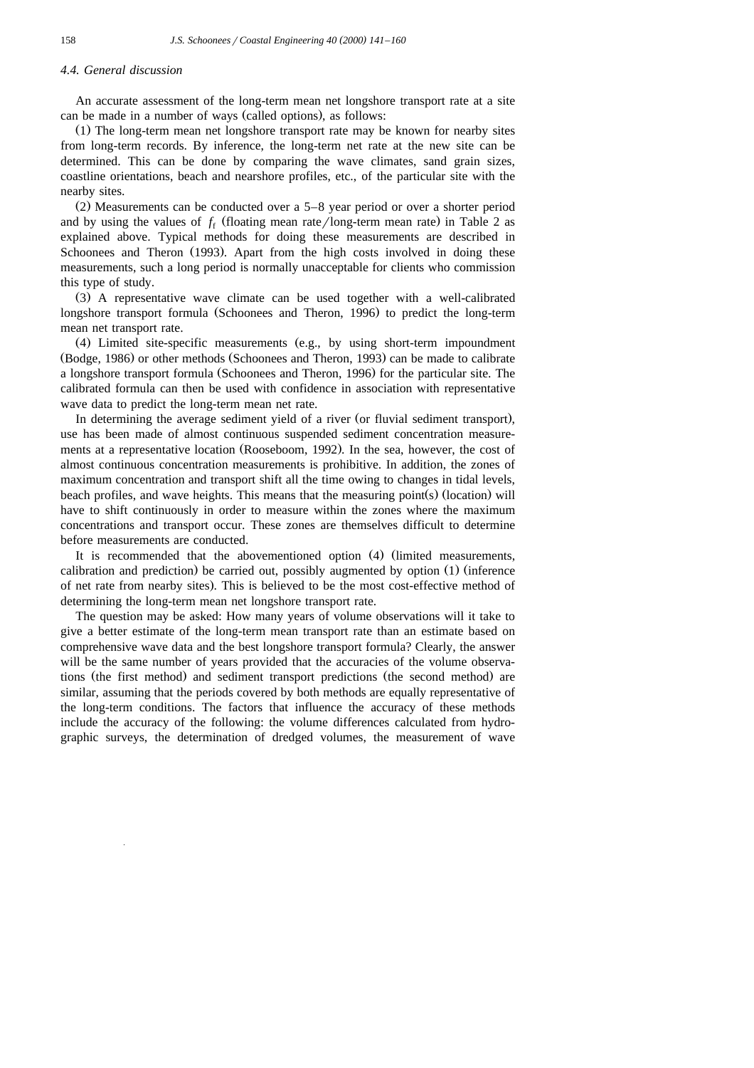### 4.4. General discussion

An accurate assessment of the long-term mean net longshore transport rate at a site can be made in a number of ways (called options), as follows:

(1) The long-term mean net longshore transport rate may be known for nearby sites from long-term records. By inference, the long-term net rate at the new site can be determined. This can be done by comparing the wave climates, sand grain sizes, coastline orientations, beach and nearshore profiles, etc., of the particular site with the nearby sites.

(2) Measurements can be conducted over a 5–8 year period or over a shorter period and by using the values of $f_f$ (floating mean rate/long-term mean rate) in Table 2 as explained above. Typical methods for doing these measurements are described in Schoonees and Theron (1993). Apart from the high costs involved in doing these measurements, such a long period is normally unacceptable for clients who commission this type of study.

(3) A representative wave climate can be used together with a well-calibrated longshore transport formula (Schoonees and Theron, 1996) to predict the long-term mean net transport rate.

(4) Limited site-specific measurements (e.g., by using short-term impoundment (Bodge, 1986) or other methods (Schoonees and Theron, 1993) can be made to calibrate a longshore transport formula (Schoonees and Theron, 1996) for the particular site. The calibrated formula can then be used with confidence in association with representative wave data to predict the long-term mean net rate.

In determining the average sediment yield of a river (or fluvial sediment transport), use has been made of almost continuous suspended sediment concentration measurements at a representative location (Rooseboom, 1992). In the sea, however, the cost of almost continuous concentration measurements is prohibitive. In addition, the zones of maximum concentration and transport shift all the time owing to changes in tidal levels, beach profiles, and wave heights. This means that the measuring point(s) (location) will have to shift continuously in order to measure within the zones where the maximum concentrations and transport occur. These zones are themselves difficult to determine before measurements are conducted.

It is recommended that the abovementioned option (4) (limited measurements, calibration and prediction) be carried out, possibly augmented by option (1) (inference of net rate from nearby sites). This is believed to be the most cost-effective method of determining the long-term mean net longshore transport rate.

The question may be asked: How many years of volume observations will it take to give a better estimate of the long-term mean transport rate than an estimate based on comprehensive wave data and the best longshore transport formula? Clearly, the answer will be the same number of years provided that the accuracies of the volume observations (the first method) and sediment transport predictions (the second method) are similar, assuming that the periods covered by both methods are equally representative of the long-term conditions. The factors that influence the accuracy of these methods include the accuracy of the following: the volume differences calculated from hydrographic surveys, the determination of dredged volumes, the measurement of wave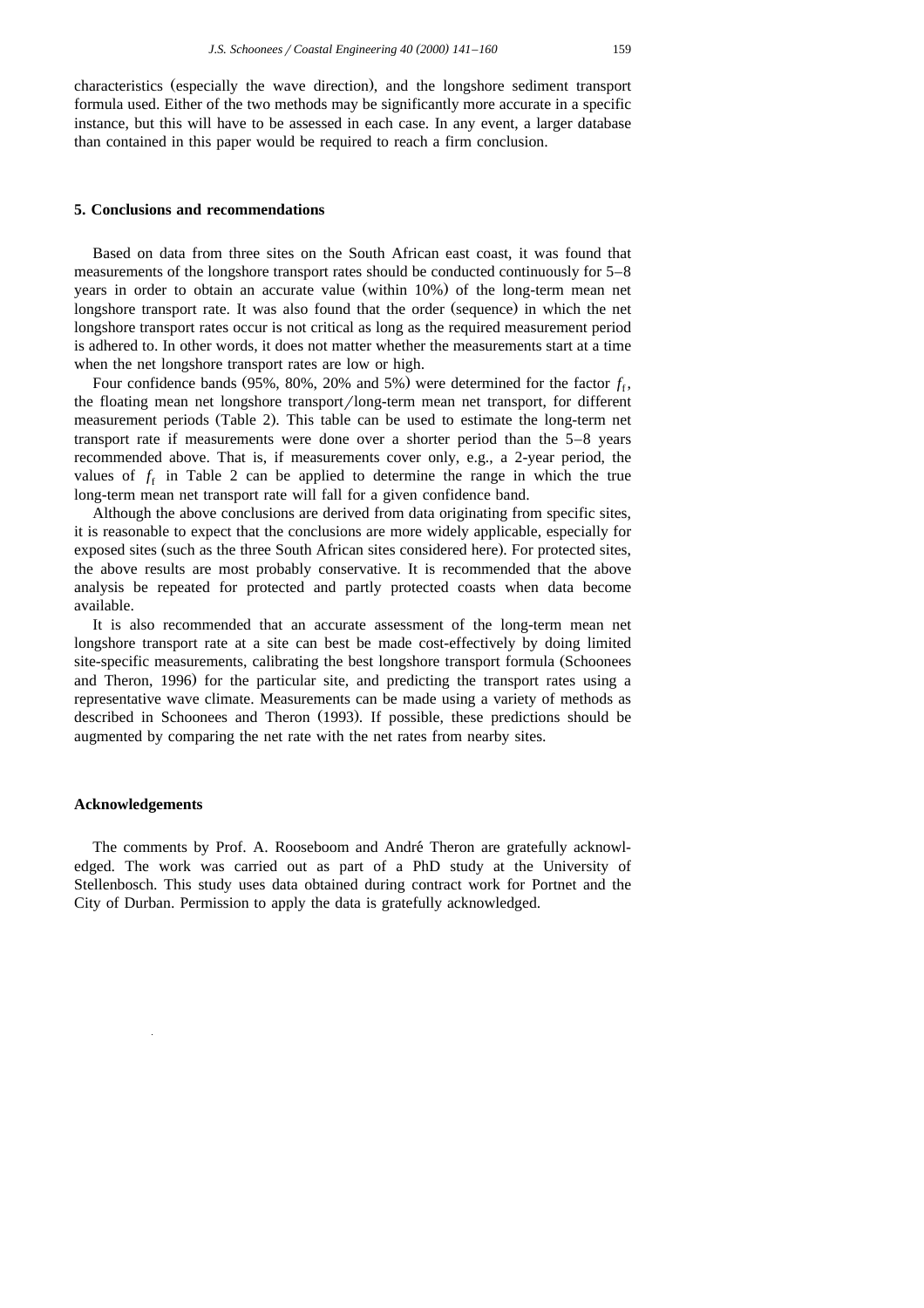characteristics (especially the wave direction), and the longshore sediment transport formula used. Either of the two methods may be significantly more accurate in a specific instance, but this will have to be assessed in each case. In any event, a larger database than contained in this paper would be required to reach a firm conclusion.

## 5. Conclusions and recommendations

Based on data from three sites on the South African east coast, it was found that measurements of the longshore transport rates should be conducted continuously for 5–8 years in order to obtain an accurate value (within 10%) of the long-term mean net longshore transport rate. It was also found that the order (sequence) in which the net longshore transport rates occur is not critical as long as the required measurement period is adhered to. In other words, it does not matter whether the measurements start at a time when the net longshore transport rates are low or high.

Four confidence bands (95%, 80%, 20% and 5%) were determined for the factor $f_f$, the floating mean net longshore transport/long-term mean net transport, for different measurement periods (Table 2). This table can be used to estimate the long-term net transport rate if measurements were done over a shorter period than the 5–8 years recommended above. That is, if measurements cover only, e.g., a 2-year period, the values of $f_f$ in Table 2 can be applied to determine the range in which the true long-term mean net transport rate will fall for a given confidence band.

Although the above conclusions are derived from data originating from specific sites, it is reasonable to expect that the conclusions are more widely applicable, especially for exposed sites (such as the three South African sites considered here). For protected sites, the above results are most probably conservative. It is recommended that the above analysis be repeated for protected and partly protected coasts when data become available.

It is also recommended that an accurate assessment of the long-term mean net longshore transport rate at a site can best be made cost-effectively by doing limited site-specific measurements, calibrating the best longshore transport formula (Schoonees and Theron, 1996) for the particular site, and predicting the transport rates using a representative wave climate. Measurements can be made using a variety of methods as described in Schoonees and Theron (1993). If possible, these predictions should be augmented by comparing the net rate with the net rates from nearby sites.

## Acknowledgements

The comments by Prof. A. Rooseboom and André Theron are gratefully acknowledged. The work was carried out as part of a PhD study at the University of Stellenbosch. This study uses data obtained during contract work for Portnet and the City of Durban. Permission to apply the data is gratefully acknowledged.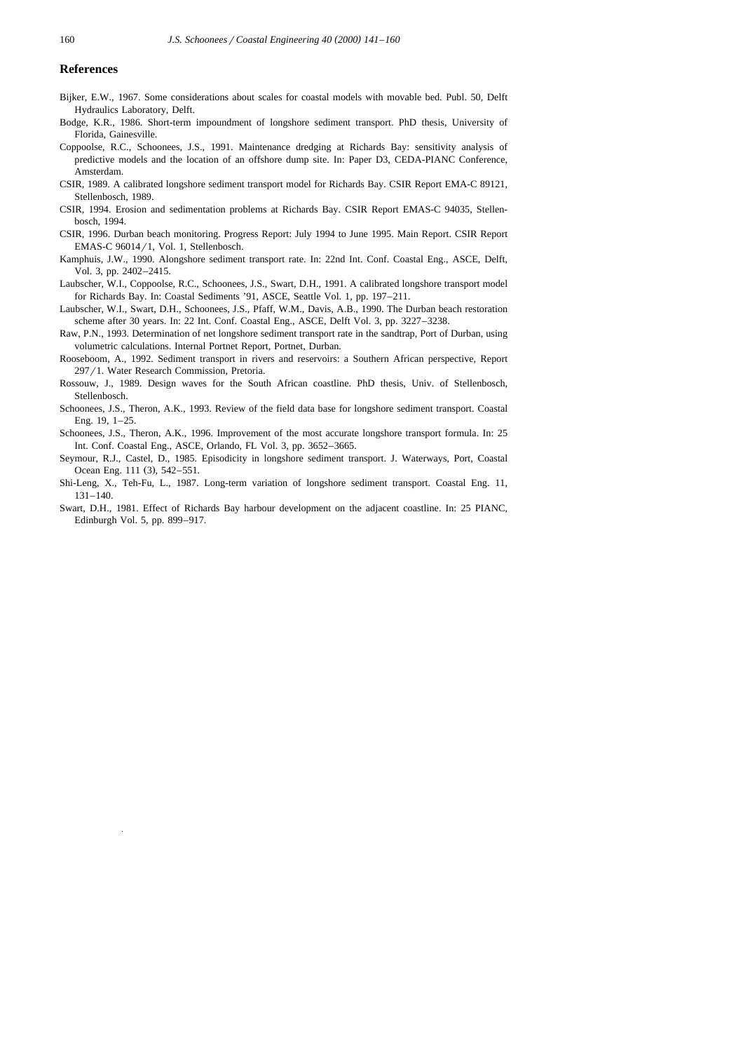## References

Bijker, E.W., 1967. Some considerations about scales for coastal models with movable bed. Publ. 50, Delft Hydraulics Laboratory, Delft.

Bodge, K.R., 1986. Short-term impoundment of longshore sediment transport. PhD thesis, University of Florida, Gainesville.

Coppoolse, R.C., Schoonees, J.S., 1991. Maintenance dredging at Richards Bay: sensitivity analysis of predictive models and the location of an offshore dump site. In: Paper D3, CEDA-PIANC Conference, Amsterdam.

CSIR, 1989. A calibrated longshore sediment transport model for Richards Bay. CSIR Report EMA-C 89121, Stellenbosch, 1989.

CSIR, 1994. Erosion and sedimentation problems at Richards Bay. CSIR Report EMAS-C 94035, Stellenbosch, 1994.

CSIR, 1996. Durban beach monitoring. Progress Report: July 1994 to June 1995. Main Report. CSIR Report EMAS-C 96014/1, Vol. 1, Stellenbosch.

Kamphuis, J.W., 1990. Alongshore sediment transport rate. In: 22nd Int. Conf. Coastal Eng., ASCE, Delft, Vol. 3, pp. 2402–2415.

Laubscher, W.I., Coppoolse, R.C., Schoonees, J.S., Swart, D.H., 1991. A calibrated longshore transport model for Richards Bay. In: Coastal Sediments '91, ASCE, Seattle Vol. 1, pp. 197–211.

Laubscher, W.I., Swart, D.H., Schoonees, J.S., Pfaff, W.M., Davis, A.B., 1990. The Durban beach restoration scheme after 30 years. In: 22 Int. Conf. Coastal Eng., ASCE, Delft Vol. 3, pp. 3227–3238.

Raw, P.N., 1993. Determination of net longshore sediment transport rate in the sandtrap, Port of Durban, using volumetric calculations. Internal Portnet Report, Portnet, Durban.

Rooseboom, A., 1992. Sediment transport in rivers and reservoirs: a Southern African perspective, Report 297/1. Water Research Commission, Pretoria.

Rossouw, J., 1989. Design waves for the South African coastline. PhD thesis, Univ. of Stellenbosch, Stellenbosch.

Schoonees, J.S., Theron, A.K., 1993. Review of the field data base for longshore sediment transport. Coastal Eng. 19, 1–25.

Schoonees, J.S., Theron, A.K., 1996. Improvement of the most accurate longshore transport formula. In: 25 Int. Conf. Coastal Eng., ASCE, Orlando, FL Vol. 3, pp. 3652–3665.

Seymour, R.J., Castel, D., 1985. Episodicity in longshore sediment transport. J. Waterways, Port, Coastal Ocean Eng. 111 (3), 542–551.

Shi-Leng, X., Teh-Fu, L., 1987. Long-term variation of longshore sediment transport. Coastal Eng. 11, 131–140.

Swart, D.H., 1981. Effect of Richards Bay harbour development on the adjacent coastline. In: 25 PIANC, Edinburgh Vol. 5, pp. 899–917.